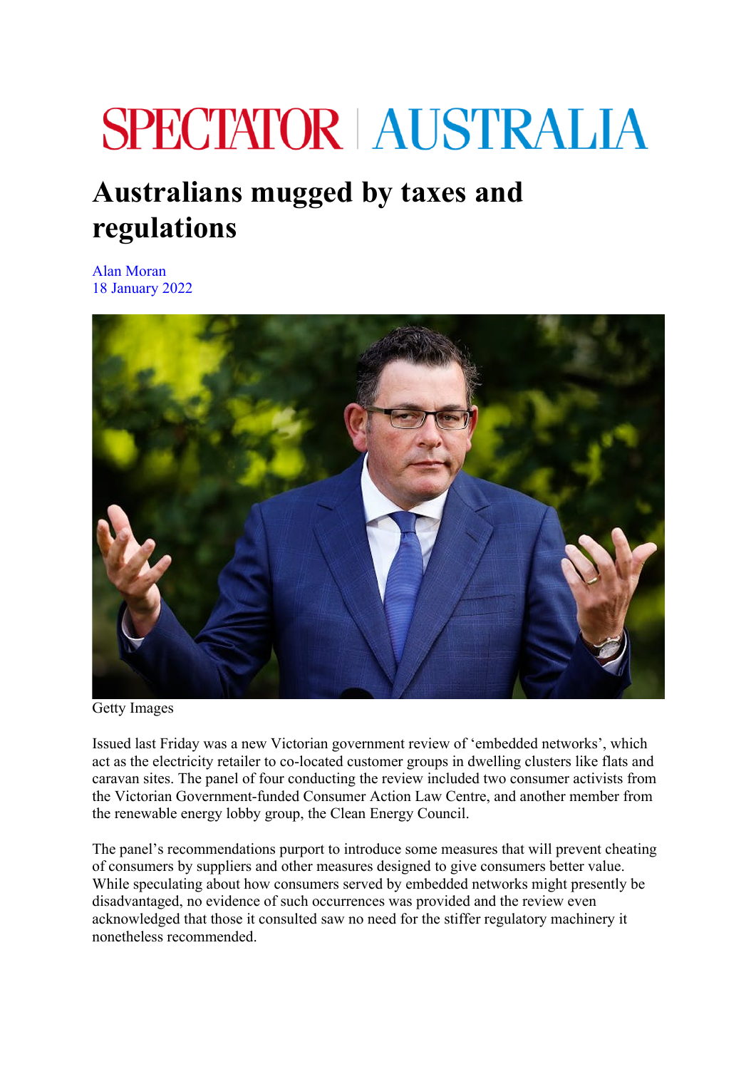SPECTATOR | AUSTRALIA

# Australians mugged by taxes and regulations

Alan Moran
18 January 2022

Getty Images

Issued last Friday was a new Victorian government review of 'embedded networks', which act as the electricity retailer to co-located customer groups in dwelling clusters like flats and caravan sites. The panel of four conducting the review included two consumer activists from the Victorian Government-funded Consumer Action Law Centre, and another member from the renewable energy lobby group, the Clean Energy Council.

The panel's recommendations purport to introduce some measures that will prevent cheating of consumers by suppliers and other measures designed to give consumers better value. While speculating about how consumers served by embedded networks might presently be disadvantaged, no evidence of such occurrences was provided and the review even acknowledged that those it consulted saw no need for the stiffer regulatory machinery it nonetheless recommended.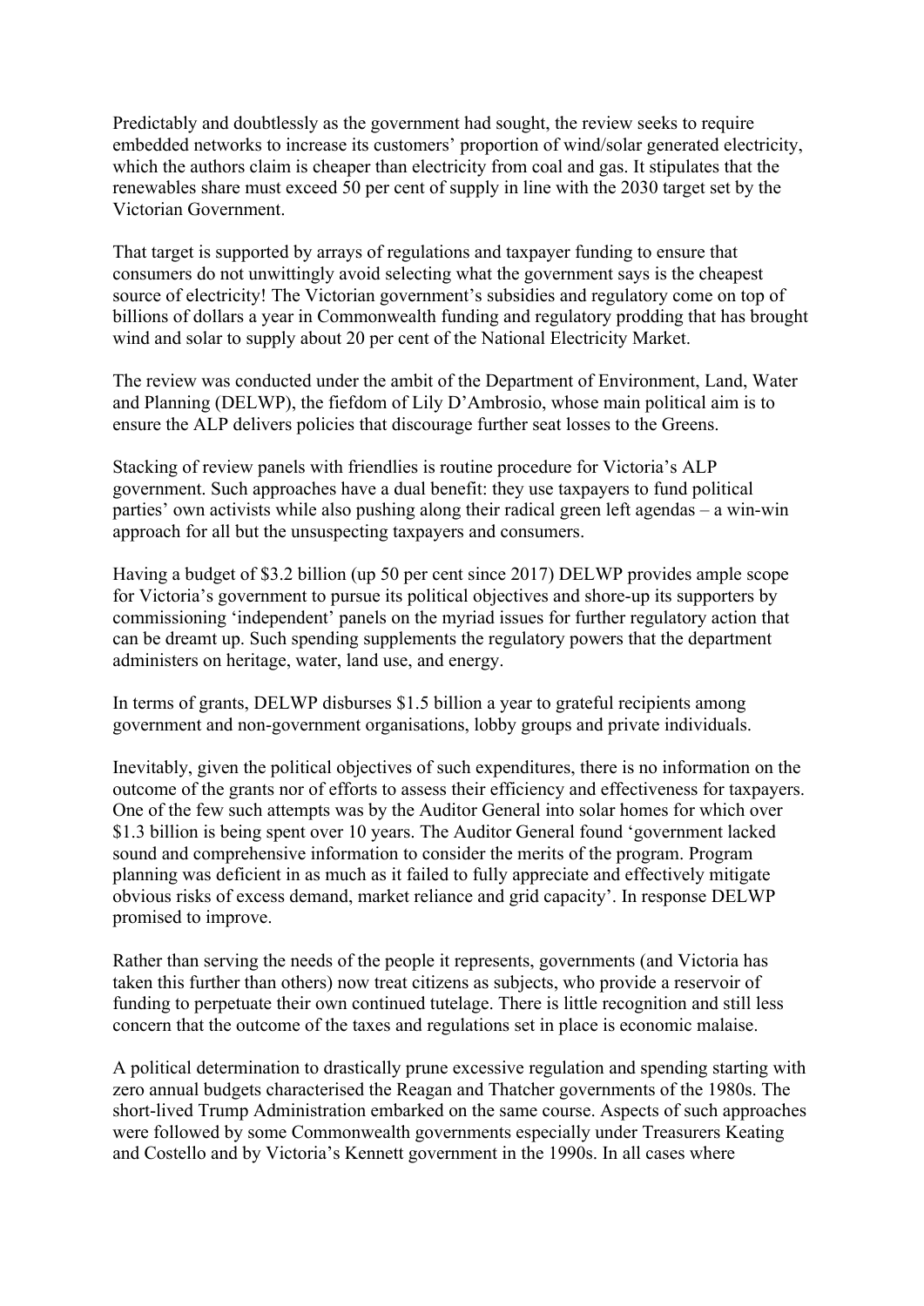Predictably and doubtlessly as the government had sought, the review seeks to require embedded networks to increase its customers' proportion of wind/solar generated electricity, which the authors claim is cheaper than electricity from coal and gas. It stipulates that the renewables share must exceed 50 per cent of supply in line with the 2030 target set by the Victorian Government.

That target is supported by arrays of regulations and taxpayer funding to ensure that consumers do not unwittingly avoid selecting what the government says is the cheapest source of electricity! The Victorian government's subsidies and regulatory come on top of billions of dollars a year in Commonwealth funding and regulatory prodding that has brought wind and solar to supply about 20 per cent of the National Electricity Market.

The review was conducted under the ambit of the Department of Environment, Land, Water and Planning (DELWP), the fiefdom of Lily D'Ambrosio, whose main political aim is to ensure the ALP delivers policies that discourage further seat losses to the Greens.

Stacking of review panels with friendlies is routine procedure for Victoria's ALP government. Such approaches have a dual benefit: they use taxpayers to fund political parties' own activists while also pushing along their radical green left agendas – a win-win approach for all but the unsuspecting taxpayers and consumers.

Having a budget of $3.2 billion (up 50 per cent since 2017) DELWP provides ample scope for Victoria's government to pursue its political objectives and shore-up its supporters by commissioning 'independent' panels on the myriad issues for further regulatory action that can be dreamt up. Such spending supplements the regulatory powers that the department administers on heritage, water, land use, and energy.

In terms of grants, DELWP disburses $1.5 billion a year to grateful recipients among government and non-government organisations, lobby groups and private individuals.

Inevitably, given the political objectives of such expenditures, there is no information on the outcome of the grants nor of efforts to assess their efficiency and effectiveness for taxpayers. One of the few such attempts was by the Auditor General into solar homes for which over $1.3 billion is being spent over 10 years. The Auditor General found 'government lacked sound and comprehensive information to consider the merits of the program. Program planning was deficient in as much as it failed to fully appreciate and effectively mitigate obvious risks of excess demand, market reliance and grid capacity'. In response DELWP promised to improve.

Rather than serving the needs of the people it represents, governments (and Victoria has taken this further than others) now treat citizens as subjects, who provide a reservoir of funding to perpetuate their own continued tutelage. There is little recognition and still less concern that the outcome of the taxes and regulations set in place is economic malaise.

A political determination to drastically prune excessive regulation and spending starting with zero annual budgets characterised the Reagan and Thatcher governments of the 1980s. The short-lived Trump Administration embarked on the same course. Aspects of such approaches were followed by some Commonwealth governments especially under Treasurers Keating and Costello and by Victoria's Kennett government in the 1990s. In all cases where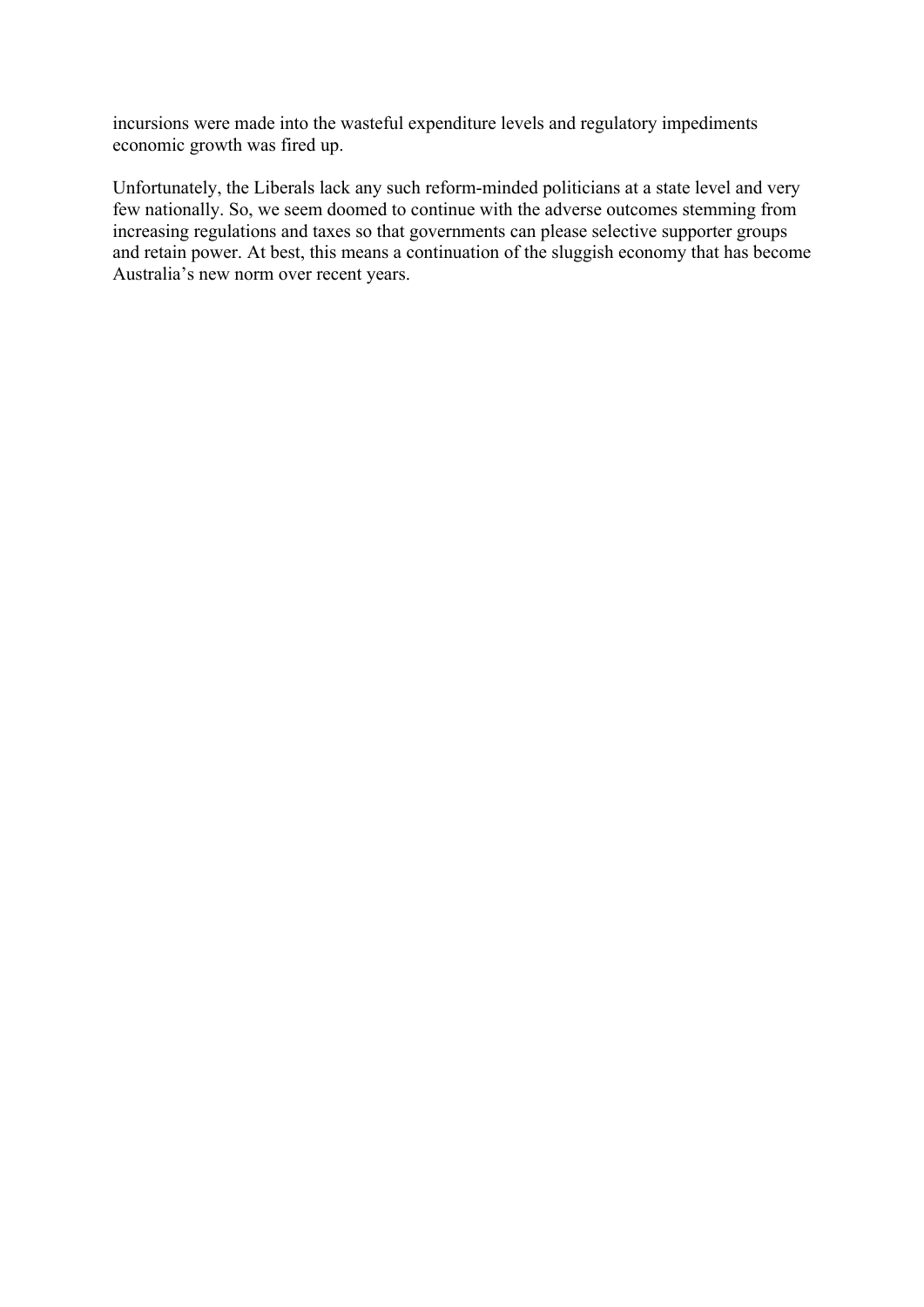incursions were made into the wasteful expenditure levels and regulatory impediments economic growth was fired up.

Unfortunately, the Liberals lack any such reform-minded politicians at a state level and very few nationally. So, we seem doomed to continue with the adverse outcomes stemming from increasing regulations and taxes so that governments can please selective supporter groups and retain power. At best, this means a continuation of the sluggish economy that has become Australia's new norm over recent years.